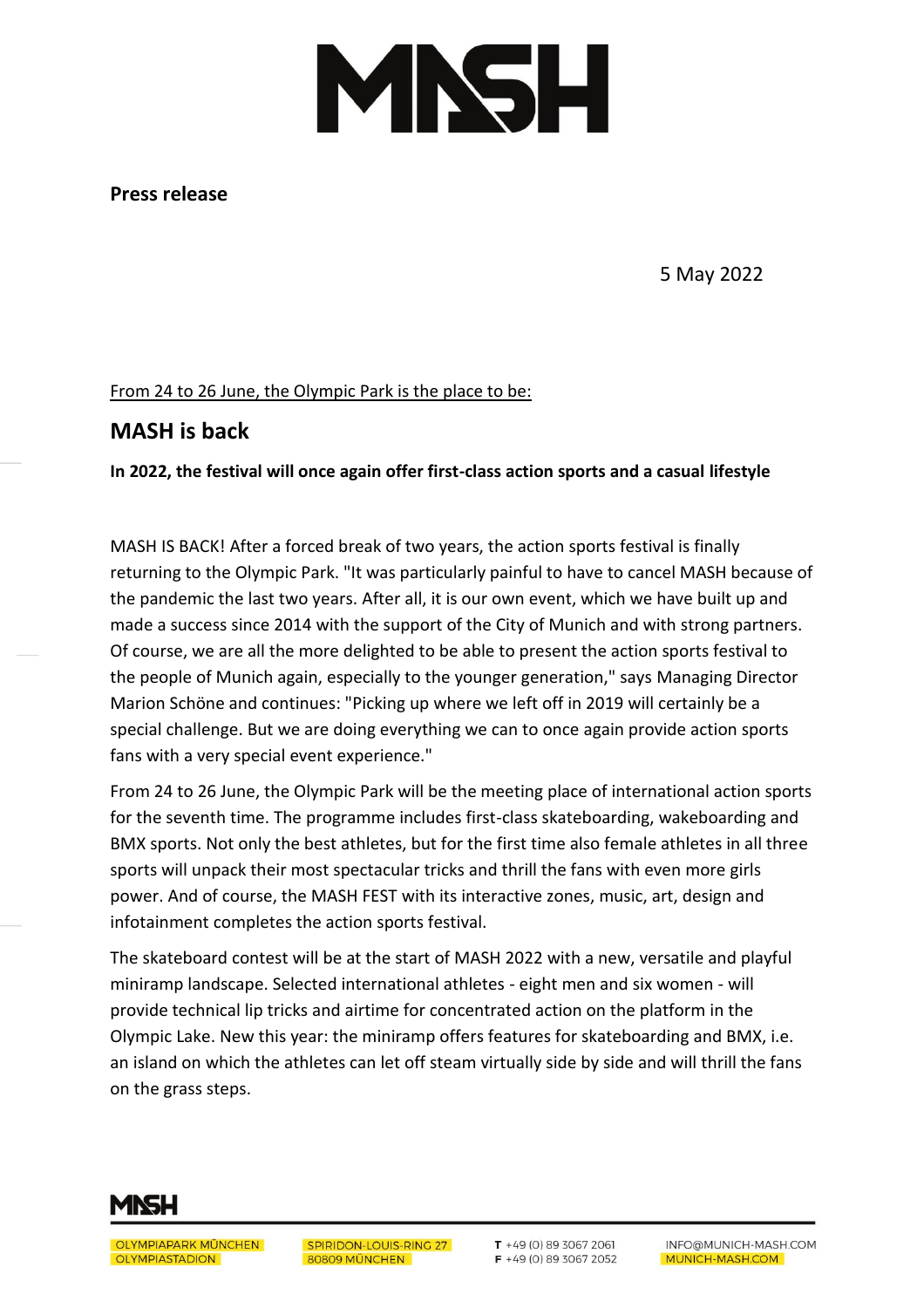**Press release**

5 May 2022

<u>From 24 to 26 June, the Olympic Park is the place to be:</u>

# MASH is back

**In 2022, the festival will once again offer first-class action sports and a casual lifestyle**

MASH IS BACK! After a forced break of two years, the action sports festival is finally returning to the Olympic Park. "It was particularly painful to have to cancel MASH because of the pandemic the last two years. After all, it is our own event, which we have built up and made a success since 2014 with the support of the City of Munich and with strong partners. Of course, we are all the more delighted to be able to present the action sports festival to the people of Munich again, especially to the younger generation," says Managing Director Marion Schöne and continues: "Picking up where we left off in 2019 will certainly be a special challenge. But we are doing everything we can to once again provide action sports fans with a very special event experience."

From 24 to 26 June, the Olympic Park will be the meeting place of international action sports for the seventh time. The programme includes first-class skateboarding, wakeboarding and BMX sports. Not only the best athletes, but for the first time also female athletes in all three sports will unpack their most spectacular tricks and thrill the fans with even more girls power. And of course, the MASH FEST with its interactive zones, music, art, design and infotainment completes the action sports festival.

The skateboard contest will be at the start of MASH 2022 with a new, versatile and playful miniramp landscape. Selected international athletes - eight men and six women - will provide technical lip tricks and airtime for concentrated action on the platform in the Olympic Lake. New this year: the miniramp offers features for skateboarding and BMX, i.e. an island on which the athletes can let off steam virtually side by side and will thrill the fans on the grass steps.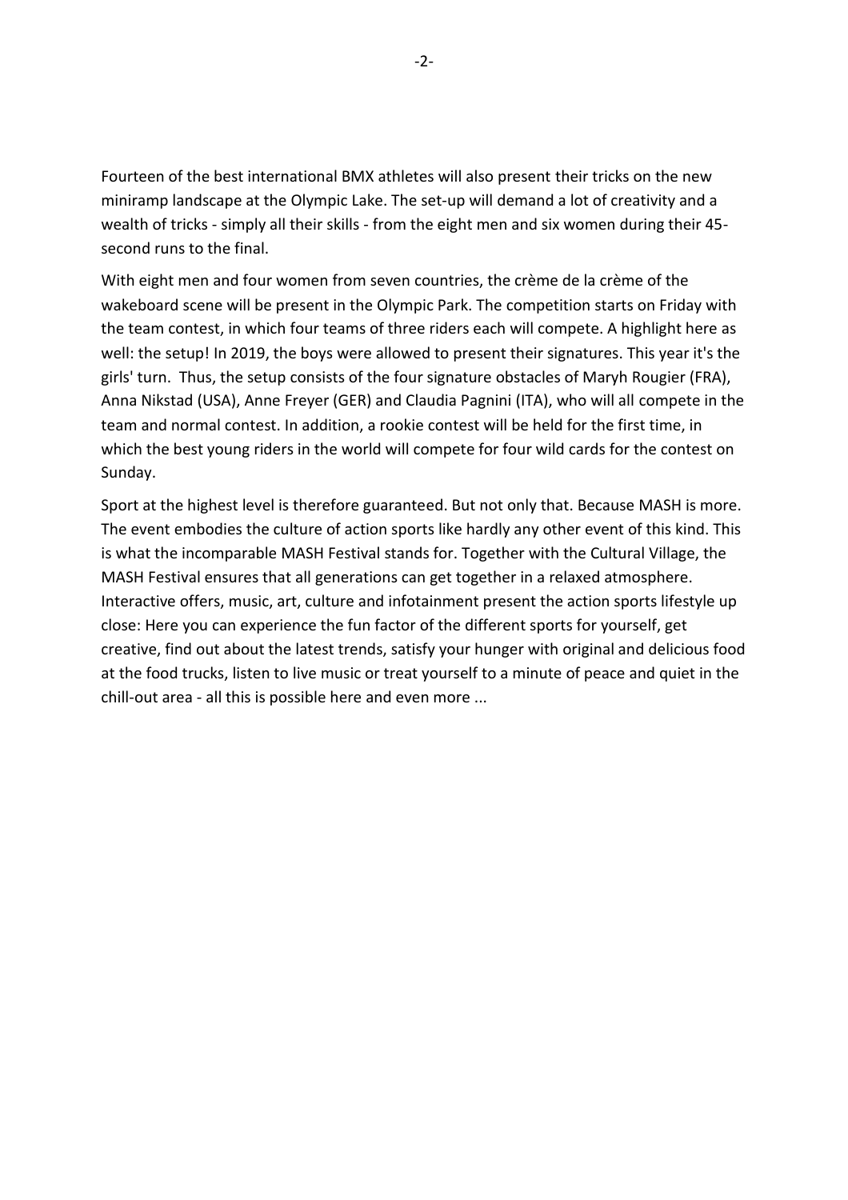Fourteen of the best international BMX athletes will also present their tricks on the new miniramp landscape at the Olympic Lake. The set-up will demand a lot of creativity and a wealth of tricks - simply all their skills - from the eight men and six women during their 45-second runs to the final.

With eight men and four women from seven countries, the crème de la crème of the wakeboard scene will be present in the Olympic Park. The competition starts on Friday with the team contest, in which four teams of three riders each will compete. A highlight here as well: the setup! In 2019, the boys were allowed to present their signatures. This year it's the girls' turn. Thus, the setup consists of the four signature obstacles of Maryh Rougier (FRA), Anna Nikstad (USA), Anne Freyer (GER) and Claudia Pagnini (ITA), who will all compete in the team and normal contest. In addition, a rookie contest will be held for the first time, in which the best young riders in the world will compete for four wild cards for the contest on Sunday.

Sport at the highest level is therefore guaranteed. But not only that. Because MASH is more. The event embodies the culture of action sports like hardly any other event of this kind. This is what the incomparable MASH Festival stands for. Together with the Cultural Village, the MASH Festival ensures that all generations can get together in a relaxed atmosphere. Interactive offers, music, art, culture and infotainment present the action sports lifestyle up close: Here you can experience the fun factor of the different sports for yourself, get creative, find out about the latest trends, satisfy your hunger with original and delicious food at the food trucks, listen to live music or treat yourself to a minute of peace and quiet in the chill-out area - all this is possible here and even more ...